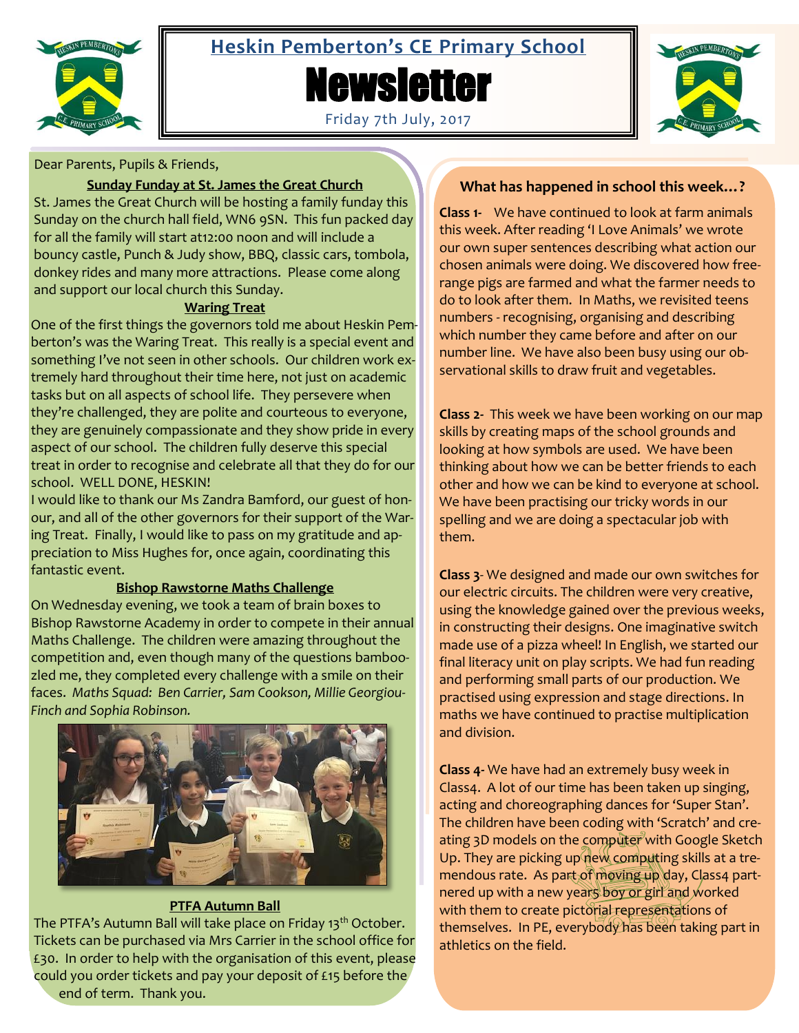# Heskin Pemberton's CE Primary School

# Newsletter

Friday 7th July, 2017

Dear Parents, Pupils & Friends,

## Sunday Funday at St. James the Great Church

St. James the Great Church will be hosting a family funday this Sunday on the church hall field, WN6 9SN. This fun packed day for all the family will start at12:00 noon and will include a bouncy castle, Punch & Judy show, BBQ, classic cars, tombola, donkey rides and many more attractions. Please come along and support our local church this Sunday.

## Waring Treat

One of the first things the governors told me about Heskin Pemberton's was the Waring Treat. This really is a special event and something I've not seen in other schools. Our children work extremely hard throughout their time here, not just on academic tasks but on all aspects of school life. They persevere when they're challenged, they are polite and courteous to everyone, they are genuinely compassionate and they show pride in every aspect of our school. The children fully deserve this special treat in order to recognise and celebrate all that they do for our school. WELL DONE, HESKIN!

I would like to thank our Ms Zandra Bamford, our guest of honour, and all of the other governors for their support of the Waring Treat. Finally, I would like to pass on my gratitude and appreciation to Miss Hughes for, once again, coordinating this fantastic event.

## Bishop Rawstorne Maths Challenge

On Wednesday evening, we took a team of brain boxes to Bishop Rawstorne Academy in order to compete in their annual Maths Challenge. The children were amazing throughout the competition and, even though many of the questions bamboozled me, they completed every challenge with a smile on their faces. *Maths Squad: Ben Carrier, Sam Cookson, Millie Georgiou-Finch and Sophia Robinson.*

## PTFA Autumn Ball

The PTFA's Autumn Ball will take place on Friday 13th October. Tickets can be purchased via Mrs Carrier in the school office for £30. In order to help with the organisation of this event, please could you order tickets and pay your deposit of £15 before the end of term. Thank you.

## What has happened in school this week…?

**Class 1-** We have continued to look at farm animals this week. After reading 'I Love Animals' we wrote our own super sentences describing what action our chosen animals were doing. We discovered how free-range pigs are farmed and what the farmer needs to do to look after them. In Maths, we revisited teens numbers - recognising, organising and describing which number they came before and after on our number line. We have also been busy using our observational skills to draw fruit and vegetables.

**Class 2-** This week we have been working on our map skills by creating maps of the school grounds and looking at how symbols are used. We have been thinking about how we can be better friends to each other and how we can be kind to everyone at school. We have been practising our tricky words in our spelling and we are doing a spectacular job with them.

**Class 3**- We designed and made our own switches for our electric circuits. The children were very creative, using the knowledge gained over the previous weeks, in constructing their designs. One imaginative switch made use of a pizza wheel! In English, we started our final literacy unit on play scripts. We had fun reading and performing small parts of our production. We practised using expression and stage directions. In maths we have continued to practise multiplication and division.

**Class 4-** We have had an extremely busy week in Class4. A lot of our time has been taken up singing, acting and choreographing dances for 'Super Stan'. The children have been coding with 'Scratch' and creating 3D models on the computer with Google Sketch Up. They are picking up new computing skills at a tremendous rate. As part of moving up day, Class4 partnered up with a new years boy or girl and worked with them to create pictorial representations of themselves. In PE, everybody has been taking part in athletics on the field.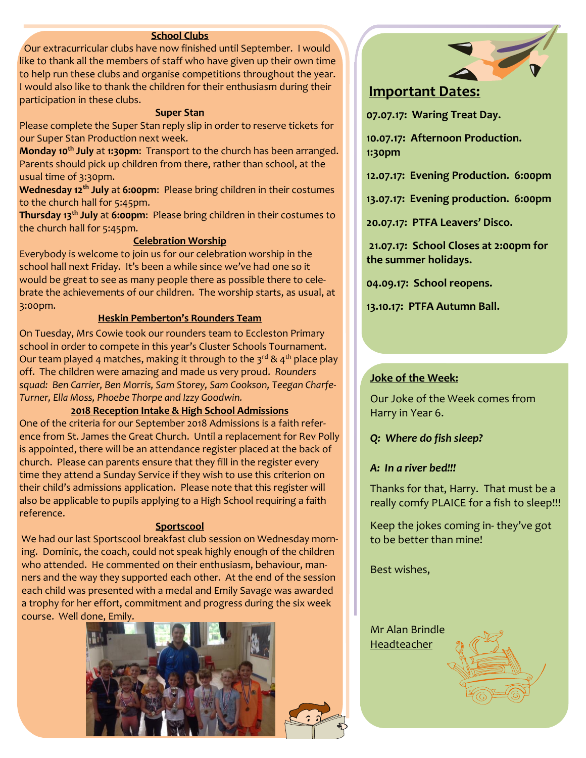## School Clubs

Our extracurricular clubs have now finished until September. I would like to thank all the members of staff who have given up their own time to help run these clubs and organise competitions throughout the year. I would also like to thank the children for their enthusiasm during their participation in these clubs.

## Super Stan

Please complete the Super Stan reply slip in order to reserve tickets for our Super Stan Production next week.

**Monday 10th July** at **1:30pm**: Transport to the church has been arranged. Parents should pick up children from there, rather than school, at the usual time of 3:30pm.

**Wednesday 12th July** at **6:00pm**: Please bring children in their costumes to the church hall for 5:45pm.

**Thursday 13th July** at **6:00pm**: Please bring children in their costumes to the church hall for 5:45pm.

## Celebration Worship

Everybody is welcome to join us for our celebration worship in the school hall next Friday. It's been a while since we've had one so it would be great to see as many people there as possible there to celebrate the achievements of our children. The worship starts, as usual, at 3:00pm.

## Heskin Pemberton's Rounders Team

On Tuesday, Mrs Cowie took our rounders team to Eccleston Primary school in order to compete in this year's Cluster Schools Tournament. Our team played 4 matches, making it through to the 3rd & 4th place play off. The children were amazing and made us very proud. *Rounders squad: Ben Carrier, Ben Morris, Sam Storey, Sam Cookson, Teegan Charfe-Turner, Ella Moss, Phoebe Thorpe and Izzy Goodwin.*

## 2018 Reception Intake & High School Admissions

One of the criteria for our September 2018 Admissions is a faith reference from St. James the Great Church. Until a replacement for Rev Polly is appointed, there will be an attendance register placed at the back of church. Please can parents ensure that they fill in the register every time they attend a Sunday Service if they wish to use this criterion on their child's admissions application. Please note that this register will also be applicable to pupils applying to a High School requiring a faith reference.

## Sportscool

We had our last Sportscool breakfast club session on Wednesday morning. Dominic, the coach, could not speak highly enough of the children who attended. He commented on their enthusiasm, behaviour, manners and the way they supported each other. At the end of the session each child was presented with a medal and Emily Savage was awarded a trophy for her effort, commitment and progress during the six week course. Well done, Emily.

## Important Dates:

**07.07.17: Waring Treat Day.**

**10.07.17: Afternoon Production. 1:30pm**

**12.07.17: Evening Production. 6:00pm**

**13.07.17: Evening production. 6:00pm**

**20.07.17: PTFA Leavers' Disco.**

**21.07.17: School Closes at 2:00pm for the summer holidays.**

**04.09.17: School reopens.**

**13.10.17: PTFA Autumn Ball.**

## Joke of the Week:

Our Joke of the Week comes from Harry in Year 6.

***Q: Where do fish sleep?***

***A: In a river bed!!!***

Thanks for that, Harry. That must be a really comfy PLAICE for a fish to sleep!!!

Keep the jokes coming in- they've got to be better than mine!

Best wishes,

Mr Alan Brindle
Headteacher